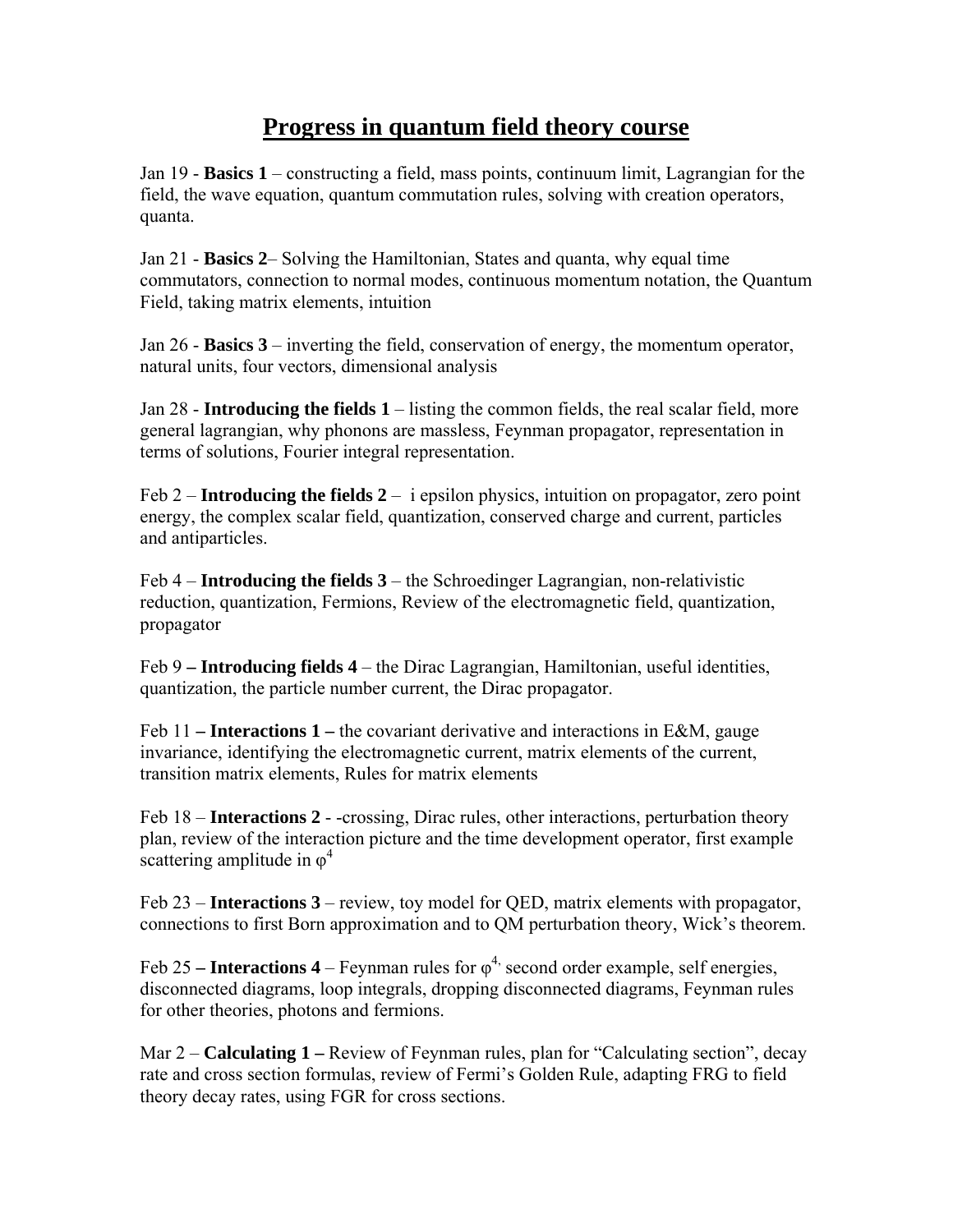# Progress in quantum field theory course

Jan 19 - **Basics 1** – constructing a field, mass points, continuum limit, Lagrangian for the field, the wave equation, quantum commutation rules, solving with creation operators, quanta.

Jan 21 - **Basics 2**– Solving the Hamiltonian, States and quanta, why equal time commutators, connection to normal modes, continuous momentum notation, the Quantum Field, taking matrix elements, intuition

Jan 26 - **Basics 3** – inverting the field, conservation of energy, the momentum operator, natural units, four vectors, dimensional analysis

Jan 28 - **Introducing the fields 1** – listing the common fields, the real scalar field, more general lagrangian, why phonons are massless, Feynman propagator, representation in terms of solutions, Fourier integral representation.

Feb 2 – **Introducing the fields 2** – i epsilon physics, intuition on propagator, zero point energy, the complex scalar field, quantization, conserved charge and current, particles and antiparticles.

Feb 4 – **Introducing the fields 3** – the Schroedinger Lagrangian, non-relativistic reduction, quantization, Fermions, Review of the electromagnetic field, quantization, propagator

Feb 9 **– Introducing fields 4** – the Dirac Lagrangian, Hamiltonian, useful identities, quantization, the particle number current, the Dirac propagator.

Feb 11 **– Interactions 1 –** the covariant derivative and interactions in E&M, gauge invariance, identifying the electromagnetic current, matrix elements of the current, transition matrix elements, Rules for matrix elements

Feb 18 – **Interactions 2** - -crossing, Dirac rules, other interactions, perturbation theory plan, review of the interaction picture and the time development operator, first example scattering amplitude in $\varphi^4$

Feb 23 – **Interactions 3** – review, toy model for QED, matrix elements with propagator, connections to first Born approximation and to QM perturbation theory, Wick's theorem.

Feb 25 **– Interactions 4** – Feynman rules for $\varphi^{4,}$ second order example, self energies, disconnected diagrams, loop integrals, dropping disconnected diagrams, Feynman rules for other theories, photons and fermions.

Mar 2 – **Calculating 1 –** Review of Feynman rules, plan for "Calculating section", decay rate and cross section formulas, review of Fermi's Golden Rule, adapting FRG to field theory decay rates, using FGR for cross sections.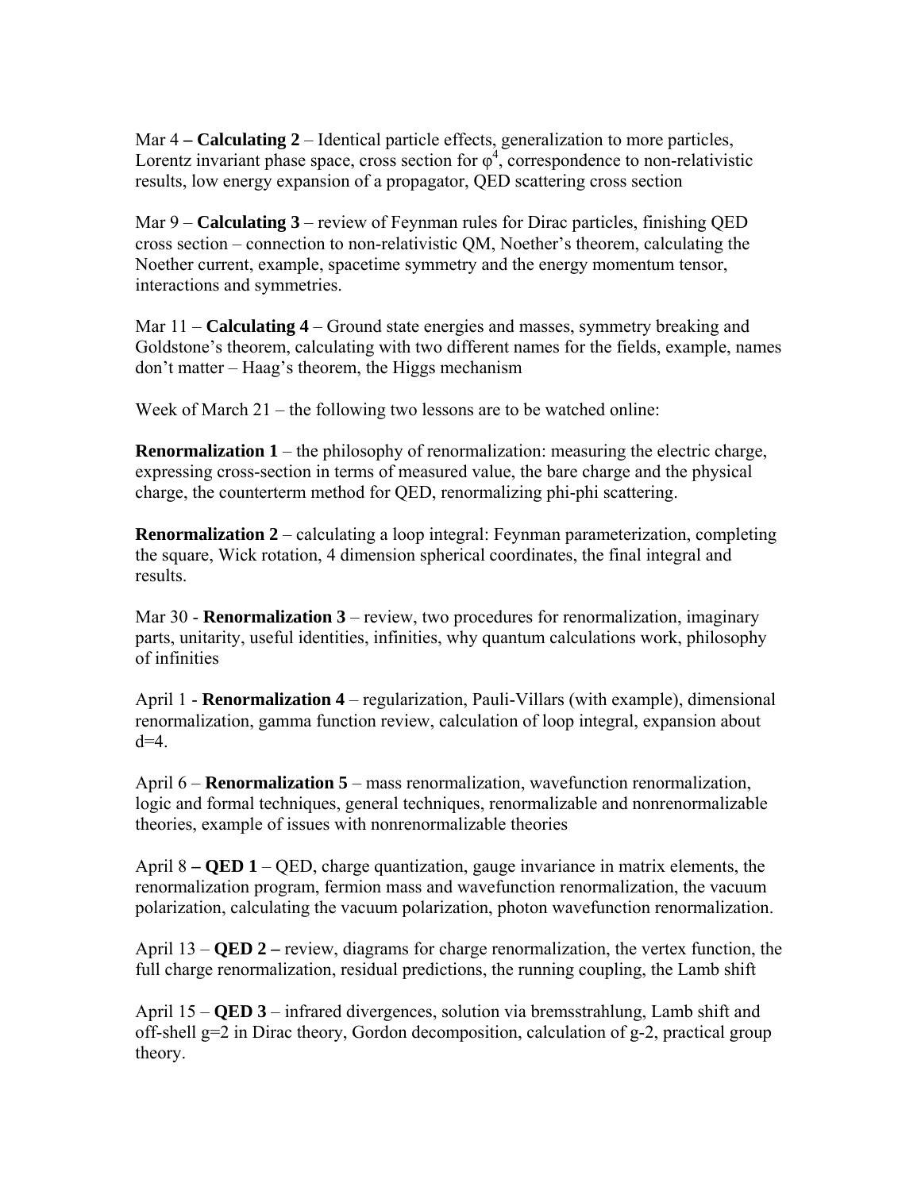Mar 4 **– Calculating 2** – Identical particle effects, generalization to more particles, Lorentz invariant phase space, cross section for $\varphi^4$, correspondence to non-relativistic results, low energy expansion of a propagator, QED scattering cross section

Mar 9 – **Calculating 3** – review of Feynman rules for Dirac particles, finishing QED cross section – connection to non-relativistic QM, Noether's theorem, calculating the Noether current, example, spacetime symmetry and the energy momentum tensor, interactions and symmetries.

Mar 11 – **Calculating 4** – Ground state energies and masses, symmetry breaking and Goldstone's theorem, calculating with two different names for the fields, example, names don't matter – Haag's theorem, the Higgs mechanism

Week of March 21 – the following two lessons are to be watched online:

**Renormalization 1** – the philosophy of renormalization: measuring the electric charge, expressing cross-section in terms of measured value, the bare charge and the physical charge, the counterterm method for QED, renormalizing phi-phi scattering.

**Renormalization 2** – calculating a loop integral: Feynman parameterization, completing the square, Wick rotation, 4 dimension spherical coordinates, the final integral and results.

Mar 30 - **Renormalization 3** – review, two procedures for renormalization, imaginary parts, unitarity, useful identities, infinities, why quantum calculations work, philosophy of infinities

April 1 - **Renormalization 4** – regularization, Pauli-Villars (with example), dimensional renormalization, gamma function review, calculation of loop integral, expansion about d=4.

April 6 – **Renormalization 5** – mass renormalization, wavefunction renormalization, logic and formal techniques, general techniques, renormalizable and nonrenormalizable theories, example of issues with nonrenormalizable theories

April 8 **– QED 1** – QED, charge quantization, gauge invariance in matrix elements, the renormalization program, fermion mass and wavefunction renormalization, the vacuum polarization, calculating the vacuum polarization, photon wavefunction renormalization.

April 13 – **QED 2 –** review, diagrams for charge renormalization, the vertex function, the full charge renormalization, residual predictions, the running coupling, the Lamb shift

April 15 – **QED 3** – infrared divergences, solution via bremsstrahlung, Lamb shift and off-shell g=2 in Dirac theory, Gordon decomposition, calculation of g-2, practical group theory.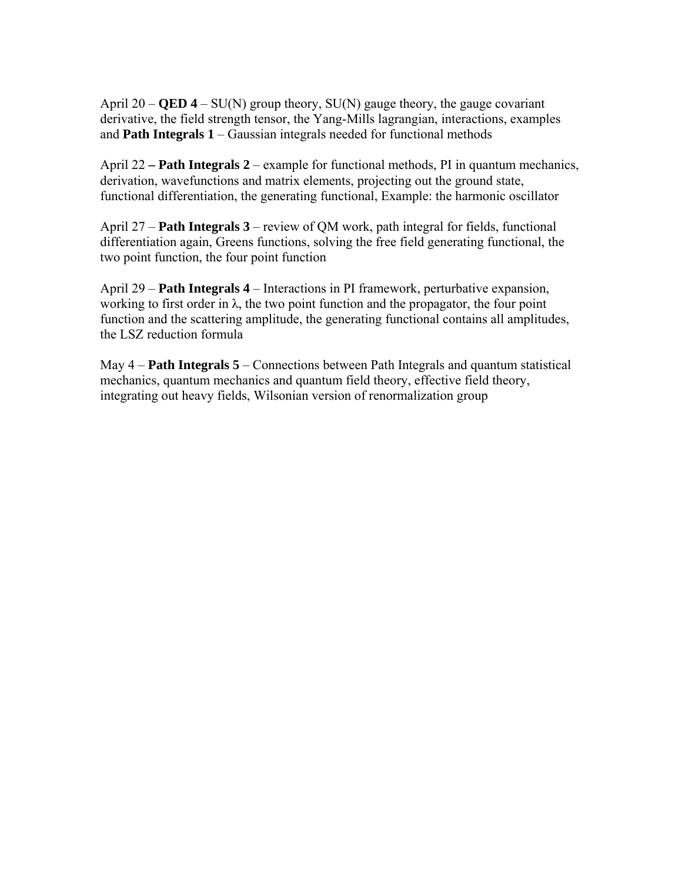April 20 – **QED 4** – SU(N) group theory, SU(N) gauge theory, the gauge covariant derivative, the field strength tensor, the Yang-Mills lagrangian, interactions, examples and **Path Integrals 1** – Gaussian integrals needed for functional methods

April 22 **– Path Integrals 2** – example for functional methods, PI in quantum mechanics, derivation, wavefunctions and matrix elements, projecting out the ground state, functional differentiation, the generating functional, Example: the harmonic oscillator

April 27 – **Path Integrals 3** – review of QM work, path integral for fields, functional differentiation again, Greens functions, solving the free field generating functional, the two point function, the four point function

April 29 – **Path Integrals 4** – Interactions in PI framework, perturbative expansion, working to first order in $\lambda$, the two point function and the propagator, the four point function and the scattering amplitude, the generating functional contains all amplitudes, the LSZ reduction formula

May 4 – **Path Integrals 5** – Connections between Path Integrals and quantum statistical mechanics, quantum mechanics and quantum field theory, effective field theory, integrating out heavy fields, Wilsonian version of renormalization group